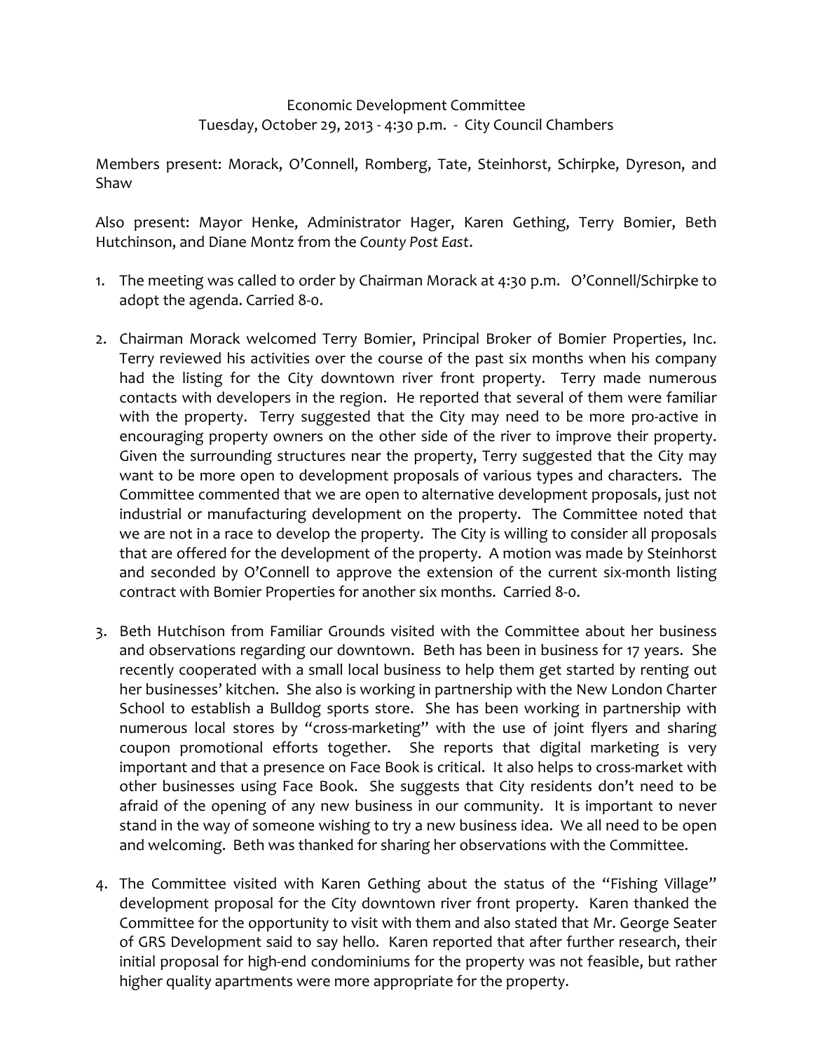Economic Development Committee
Tuesday, October 29, 2013 - 4:30 p.m. - City Council Chambers

Members present: Morack, O'Connell, Romberg, Tate, Steinhorst, Schirpke, Dyreson, and Shaw

Also present: Mayor Henke, Administrator Hager, Karen Gething, Terry Bomier, Beth Hutchinson, and Diane Montz from the *County Post East*.

1. The meeting was called to order by Chairman Morack at 4:30 p.m. O'Connell/Schirpke to adopt the agenda. Carried 8-0.

2. Chairman Morack welcomed Terry Bomier, Principal Broker of Bomier Properties, Inc. Terry reviewed his activities over the course of the past six months when his company had the listing for the City downtown river front property. Terry made numerous contacts with developers in the region. He reported that several of them were familiar with the property. Terry suggested that the City may need to be more pro-active in encouraging property owners on the other side of the river to improve their property. Given the surrounding structures near the property, Terry suggested that the City may want to be more open to development proposals of various types and characters. The Committee commented that we are open to alternative development proposals, just not industrial or manufacturing development on the property. The Committee noted that we are not in a race to develop the property. The City is willing to consider all proposals that are offered for the development of the property. A motion was made by Steinhorst and seconded by O'Connell to approve the extension of the current six-month listing contract with Bomier Properties for another six months. Carried 8-0.

3. Beth Hutchison from Familiar Grounds visited with the Committee about her business and observations regarding our downtown. Beth has been in business for 17 years. She recently cooperated with a small local business to help them get started by renting out her businesses' kitchen. She also is working in partnership with the New London Charter School to establish a Bulldog sports store. She has been working in partnership with numerous local stores by "cross-marketing" with the use of joint flyers and sharing coupon promotional efforts together. She reports that digital marketing is very important and that a presence on Face Book is critical. It also helps to cross-market with other businesses using Face Book. She suggests that City residents don't need to be afraid of the opening of any new business in our community. It is important to never stand in the way of someone wishing to try a new business idea. We all need to be open and welcoming. Beth was thanked for sharing her observations with the Committee.

4. The Committee visited with Karen Gething about the status of the "Fishing Village" development proposal for the City downtown river front property. Karen thanked the Committee for the opportunity to visit with them and also stated that Mr. George Seater of GRS Development said to say hello. Karen reported that after further research, their initial proposal for high-end condominiums for the property was not feasible, but rather higher quality apartments were more appropriate for the property.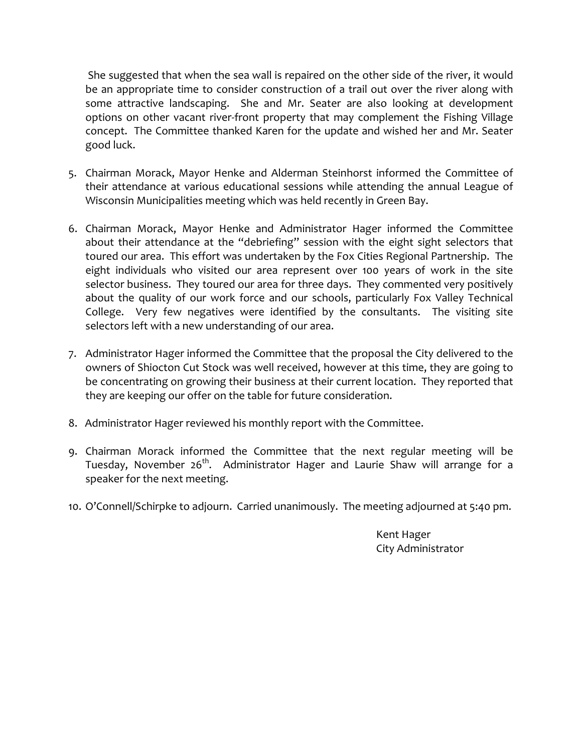She suggested that when the sea wall is repaired on the other side of the river, it would be an appropriate time to consider construction of a trail out over the river along with some attractive landscaping. She and Mr. Seater are also looking at development options on other vacant river-front property that may complement the Fishing Village concept. The Committee thanked Karen for the update and wished her and Mr. Seater good luck.

5. Chairman Morack, Mayor Henke and Alderman Steinhorst informed the Committee of their attendance at various educational sessions while attending the annual League of Wisconsin Municipalities meeting which was held recently in Green Bay.

6. Chairman Morack, Mayor Henke and Administrator Hager informed the Committee about their attendance at the "debriefing" session with the eight sight selectors that toured our area. This effort was undertaken by the Fox Cities Regional Partnership. The eight individuals who visited our area represent over 100 years of work in the site selector business. They toured our area for three days. They commented very positively about the quality of our work force and our schools, particularly Fox Valley Technical College. Very few negatives were identified by the consultants. The visiting site selectors left with a new understanding of our area.

7. Administrator Hager informed the Committee that the proposal the City delivered to the owners of Shiocton Cut Stock was well received, however at this time, they are going to be concentrating on growing their business at their current location. They reported that they are keeping our offer on the table for future consideration.

8. Administrator Hager reviewed his monthly report with the Committee.

9. Chairman Morack informed the Committee that the next regular meeting will be Tuesday, November 26th. Administrator Hager and Laurie Shaw will arrange for a speaker for the next meeting.

10. O'Connell/Schirpke to adjourn. Carried unanimously. The meeting adjourned at 5:40 pm.

Kent Hager
City Administrator